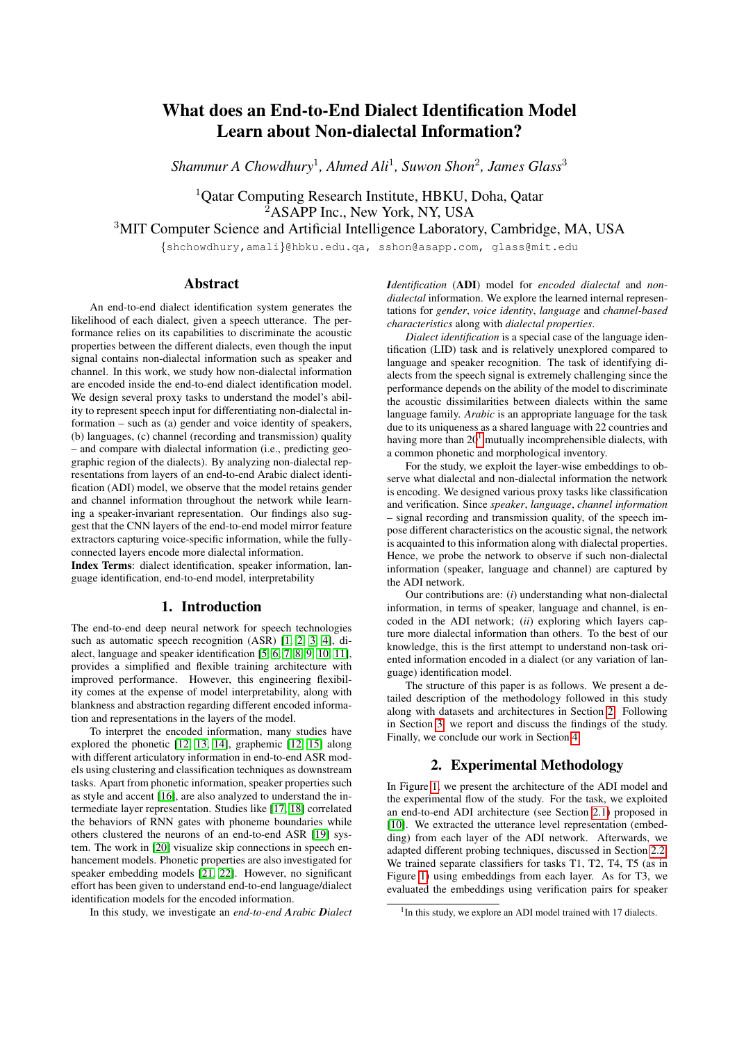# What does an End-to-End Dialect Identification Model Learn about Non-dialectal Information?

*Shammur A Chowdhury*[1], *Ahmed Ali*[1], *Suwon Shon*[2], *James Glass*[3]

[1]Qatar Computing Research Institute, HBKU, Doha, Qatar
[2]ASAPP Inc., New York, NY, USA
[3]MIT Computer Science and Artificial Intelligence Laboratory, Cambridge, MA, USA

{shchowdhury,amali}@hbku.edu.qa, sshon@asapp.com, glass@mit.edu

## Abstract

An end-to-end dialect identification system generates the likelihood of each dialect, given a speech utterance. The performance relies on its capabilities to discriminate the acoustic properties between the different dialects, even though the input signal contains non-dialectal information such as speaker and channel. In this work, we study how non-dialectal information are encoded inside the end-to-end dialect identification model. We design several proxy tasks to understand the model's ability to represent speech input for differentiating non-dialectal information – such as (a) gender and voice identity of speakers, (b) languages, (c) channel (recording and transmission) quality – and compare with dialectal information (i.e., predicting geographic region of the dialects). By analyzing non-dialectal representations from layers of an end-to-end Arabic dialect identification (ADI) model, we observe that the model retains gender and channel information throughout the network while learning a speaker-invariant representation. Our findings also suggest that the CNN layers of the end-to-end model mirror feature extractors capturing voice-specific information, while the fully-connected layers encode more dialectal information.

**Index Terms**: dialect identification, speaker information, language identification, end-to-end model, interpretability

## 1. Introduction

The end-to-end deep neural network for speech technologies such as automatic speech recognition (ASR) [1, 2, 3, 4], dialect, language and speaker identification [5, 6, 7, 8, 9, 10, 11], provides a simplified and flexible training architecture with improved performance. However, this engineering flexibility comes at the expense of model interpretability, along with blankness and abstraction regarding different encoded information and representations in the layers of the model.

To interpret the encoded information, many studies have explored the phonetic [12, 13, 14], graphemic [12, 15] along with different articulatory information in end-to-end ASR models using clustering and classification techniques as downstream tasks. Apart from phonetic information, speaker properties such as style and accent [16], are also analyzed to understand the intermediate layer representation. Studies like [17, 18] correlated the behaviors of RNN gates with phoneme boundaries while others clustered the neurons of an end-to-end ASR [19] system. The work in [20] visualize skip connections in speech enhancement models. Phonetic properties are also investigated for speaker embedding models [21, 22]. However, no significant effort has been given to understand end-to-end language/dialect identification models for the encoded information.

In this study, we investigate an *end-to-end **A**rabic **D**ialect **I**dentification* (**ADI**) model for *encoded dialectal* and *non-dialectal* information. We explore the learned internal representations for *gender*, *voice identity*, *language* and *channel-based characteristics* along with *dialectal properties*.

*Dialect identification* is a special case of the language identification (LID) task and is relatively unexplored compared to language and speaker recognition. The task of identifying dialects from the speech signal is extremely challenging since the performance depends on the ability of the model to discriminate the acoustic dissimilarities between dialects within the same language family. *Arabic* is an appropriate language for the task due to its uniqueness as a shared language with 22 countries and having more than 20[1] mutually incomprehensible dialects, with a common phonetic and morphological inventory.

For the study, we exploit the layer-wise embeddings to observe what dialectal and non-dialectal information the network is encoding. We designed various proxy tasks like classification and verification. Since *speaker*, *language*, *channel information* – signal recording and transmission quality, of the speech impose different characteristics on the acoustic signal, the network is acquainted to this information along with dialectal properties. Hence, we probe the network to observe if such non-dialectal information (speaker, language and channel) are captured by the ADI network.

Our contributions are: (*i*) understanding what non-dialectal information, in terms of speaker, language and channel, is encoded in the ADI network; (*ii*) exploring which layers capture more dialectal information than others. To the best of our knowledge, this is the first attempt to understand non-task oriented information encoded in a dialect (or any variation of language) identification model.

The structure of this paper is as follows. We present a detailed description of the methodology followed in this study along with datasets and architectures in Section 2. Following in Section 3, we report and discuss the findings of the study. Finally, we conclude our work in Section 4.

## 2. Experimental Methodology

In Figure 1, we present the architecture of the ADI model and the experimental flow of the study. For the task, we exploited an end-to-end ADI architecture (see Section 2.1) proposed in [10]. We extracted the utterance level representation (embedding) from each layer of the ADI network. Afterwards, we adapted different probing techniques, discussed in Section 2.2. We trained separate classifiers for tasks T1, T2, T4, T5 (as in Figure 1) using embeddings from each layer. As for T3, we evaluated the embeddings using verification pairs for speaker

[1]In this study, we explore an ADI model trained with 17 dialects.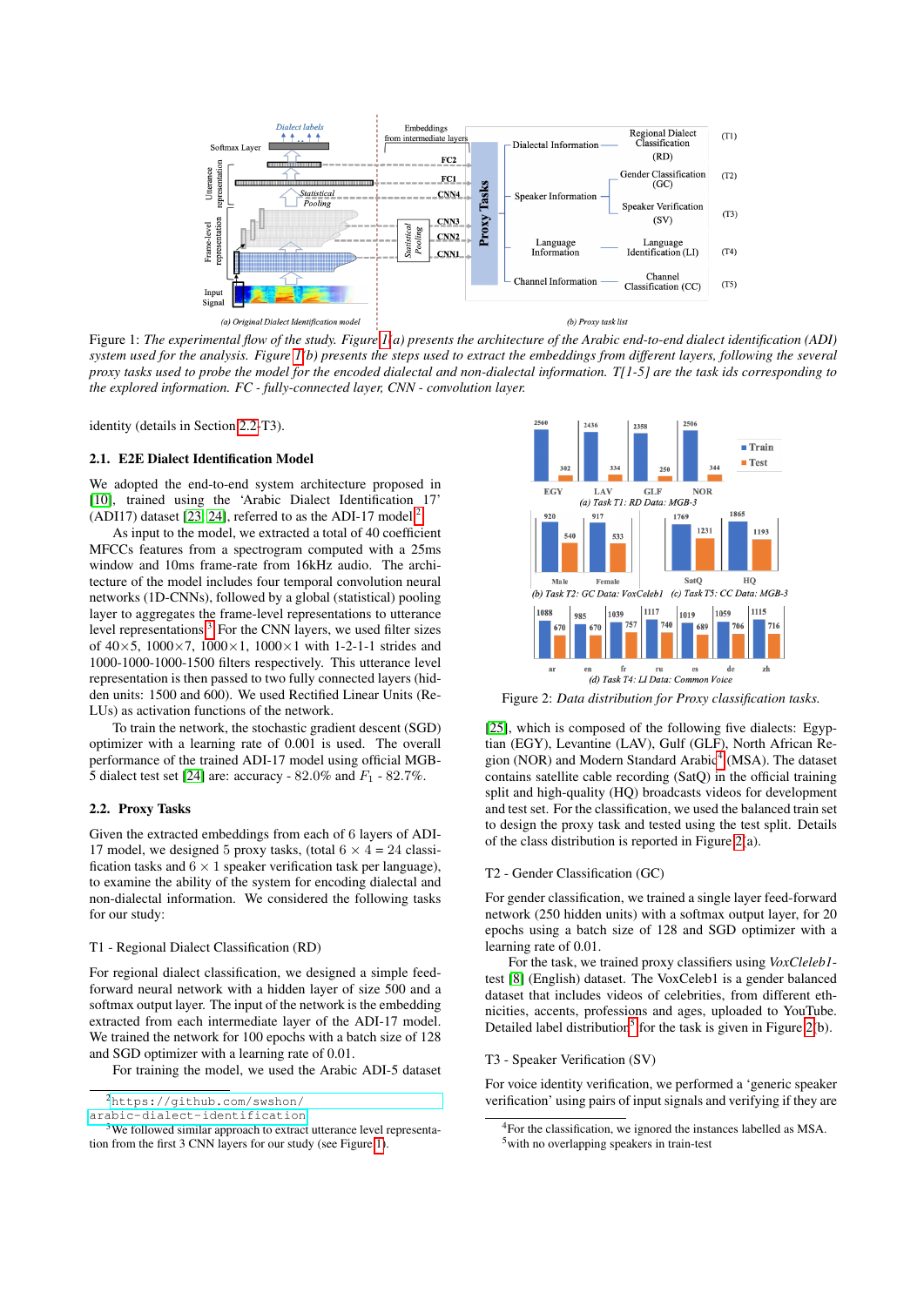Figure 1: *The experimental flow of the study. Figure 1(a) presents the architecture of the Arabic end-to-end dialect identification (ADI) system used for the analysis. Figure 1(b) presents the steps used to extract the embeddings from different layers, following the several proxy tasks used to probe the model for the encoded dialectal and non-dialectal information. T[1-5] are the task ids corresponding to the explored information. FC - fully-connected layer, CNN - convolution layer.*

identity (details in Section 2.2-T3).

### 2.1. E2E Dialect Identification Model

We adopted the end-to-end system architecture proposed in [10], trained using the 'Arabic Dialect Identification 17' (ADI17) dataset [23, 24], referred to as the ADI-17 model[2].

As input to the model, we extracted a total of 40 coefficient MFCCs features from a spectrogram computed with a 25ms window and 10ms frame-rate from 16kHz audio. The architecture of the model includes four temporal convolution neural networks (1D-CNNs), followed by a global (statistical) pooling layer to aggregates the frame-level representations to utterance level representations.[3] For the CNN layers, we used filter sizes of 40×5, 1000×7, 1000×1, 1000×1 with 1-2-1-1 strides and 1000-1000-1000-1500 filters respectively. This utterance level representation is then passed to two fully connected layers (hidden units: 1500 and 600). We used Rectified Linear Units (ReLUs) as activation functions of the network.

To train the network, the stochastic gradient descent (SGD) optimizer with a learning rate of 0.001 is used. The overall performance of the trained ADI-17 model using official MGB-5 dialect test set [24] are: accuracy - 82.0% and $F_1$ - 82.7%.

### 2.2. Proxy Tasks

Given the extracted embeddings from each of 6 layers of ADI-17 model, we designed 5 proxy tasks, (total $6 \times 4 = 24$ classification tasks and $6 \times 1$ speaker verification task per language), to examine the ability of the system for encoding dialectal and non-dialectal information. We considered the following tasks for our study:

T1 - Regional Dialect Classification (RD)

For regional dialect classification, we designed a simple feed-forward neural network with a hidden layer of size 500 and a softmax output layer. The input of the network is the embedding extracted from each intermediate layer of the ADI-17 model. We trained the network for 100 epochs with a batch size of 128 and SGD optimizer with a learning rate of 0.01.

For training the model, we used the Arabic ADI-5 dataset [25], which is composed of the following five dialects: Egyptian (EGY), Levantine (LAV), Gulf (GLF), North African Region (NOR) and Modern Standard Arabic[4] (MSA). The dataset contains satellite cable recording (SatQ) in the official training split and high-quality (HQ) broadcasts videos for development and test set. For the classification, we used the balanced train set to design the proxy task and tested using the test split. Details of the class distribution is reported in Figure 2(a).

Figure 2: *Data distribution for Proxy classification tasks.*

T2 - Gender Classification (GC)

For gender classification, we trained a single layer feed-forward network (250 hidden units) with a softmax output layer, for 20 epochs using a batch size of 128 and SGD optimizer with a learning rate of 0.01.

For the task, we trained proxy classifiers using *VoxCeleb1-test* [8] (English) dataset. The VoxCeleb1 is a gender balanced dataset that includes videos of celebrities, from different ethnicities, accents, professions and ages, uploaded to YouTube. Detailed label distribution[5] for the task is given in Figure 2(b).

T3 - Speaker Verification (SV)

For voice identity verification, we performed a 'generic speaker verification' using pairs of input signals and verifying if they are

[2] https://github.com/swshon/arabic-dialect-identification

[3] We followed similar approach to extract utterance level representation from the first 3 CNN layers for our study (see Figure 1).

[4] For the classification, we ignored the instances labelled as MSA.

[5] with no overlapping speakers in train-test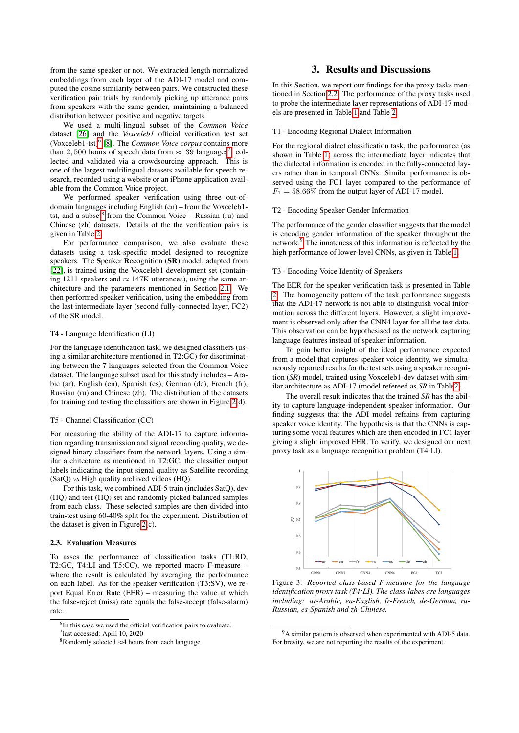from the same speaker or not. We extracted length normalized embeddings from each layer of the ADI-17 model and computed the cosine similarity between pairs. We constructed these verification pair trials by randomly picking up utterance pairs from speakers with the same gender, maintaining a balanced distribution between positive and negative targets.

We used a multi-lingual subset of the *Common Voice* dataset [26] and the *Voxceleb1* official verification test set (Voxceleb1-tst)[6] [8]. The *Common Voice corpus* contains more than 2,500 hours of speech data from ≈ 39 languages[7] collected and validated via a crowdsourcing approach. This is one of the largest multilingual datasets available for speech research, recorded using a website or an iPhone application available from the Common Voice project.

We performed speaker verification using three out-of-domain languages including English (en) – from the Voxceleb1-tst, and a subset[8] from the Common Voice – Russian (ru) and Chinese (zh) datasets. Details of the the verification pairs is given in Table 2.

For performance comparison, we also evaluate these datasets using a task-specific model designed to recognize speakers. The **S**peaker **R**ecognition (**SR**) model, adapted from [22], is trained using the Voxceleb1 development set (containing 1211 speakers and ≈ 147K utterances), using the same architecture and the parameters mentioned in Section 2.1. We then performed speaker verification, using the embedding from the last intermediate layer (second fully-connected layer, FC2) of the SR model.

T4 - Language Identification (LI)

For the language identification task, we designed classifiers (using a similar architecture mentioned in T2:GC) for discriminating between the 7 languages selected from the Common Voice dataset. The language subset used for this study includes – Arabic (ar), English (en), Spanish (es), German (de), French (fr), Russian (ru) and Chinese (zh). The distribution of the datasets for training and testing the classifiers are shown in Figure 2(d).

T5 - Channel Classification (CC)

For measuring the ability of the ADI-17 to capture information regarding transmission and signal recording quality, we designed binary classifiers from the network layers. Using a similar architecture as mentioned in T2:GC, the classifier output labels indicating the input signal quality as Satellite recording (SatQ) *vs* High quality archived videos (HQ).

For this task, we combined ADI-5 train (includes SatQ), dev (HQ) and test (HQ) set and randomly picked balanced samples from each class. These selected samples are then divided into train-test using 60-40% split for the experiment. Distribution of the dataset is given in Figure 2(c).

### 2.3. Evaluation Measures

To asses the performance of classification tasks (T1:RD, T2:GC, T4:LI and T5:CC), we reported macro F-measure – where the result is calculated by averaging the performance on each label. As for the speaker verification (T3:SV), we report Equal Error Rate (EER) – measuring the value at which the false-reject (miss) rate equals the false-accept (false-alarm) rate.

[6] In this case we used the official verification pairs to evaluate.
[7] last accessed: April 10, 2020
[8] Randomly selected ≈4 hours from each language

## 3. Results and Discussions

In this Section, we report our findings for the proxy tasks mentioned in Section 2.2. The performance of the proxy tasks used to probe the intermediate layer representations of ADI-17 models are presented in Table 1 and Table 2.

T1 - Encoding Regional Dialect Information

For the regional dialect classification task, the performance (as shown in Table 1) across the intermediate layer indicates that the dialectal information is encoded in the fully-connected layers rather than in temporal CNNs. Similar performance is observed using the FC1 layer compared to the performance of $F_1 = 58.66\%$ from the output layer of ADI-17 model.

T2 - Encoding Speaker Gender Information

The performance of the gender classifier suggests that the model is encoding gender information of the speaker throughout the network.[9] The innateness of this information is reflected by the high performance of lower-level CNNs, as given in Table 1.

T3 - Encoding Voice Identity of Speakers

The EER for the speaker verification task is presented in Table 2. The homogeneity pattern of the task performance suggests that the ADI-17 network is not able to distinguish vocal information across the different layers. However, a slight improvement is observed only after the CNN4 layer for all the test data. This observation can be hypothesised as the network capturing language features instead of speaker information.

To gain better insight of the ideal performance expected from a model that captures speaker voice identity, we simultaneously reported results for the test sets using a speaker recognition (*SR*) model, trained using Voxceleb1-dev dataset with similar architecture as ADI-17 (model refereed as *SR* in Table 2).

The overall result indicates that the trained *SR* has the ability to capture language-independent speaker information. Our finding suggests that the ADI model refrains from capturing speaker voice identity. The hypothesis is that the CNNs is capturing some vocal features which are then encoded in FC1 layer giving a slight improved EER. To verify, we designed our next proxy task as a language recognition problem (T4:LI).

Figure 3: *Reported class-based F-measure for the language identification proxy task (T4:LI). The class-labes are languages including: ar-Arabic, en-English, fr-French, de-German, ru-Russian, es-Spanish and zh-Chinese.*

[9] A similar pattern is observed when experimented with ADI-5 data. For brevity, we are not reporting the results of the experiment.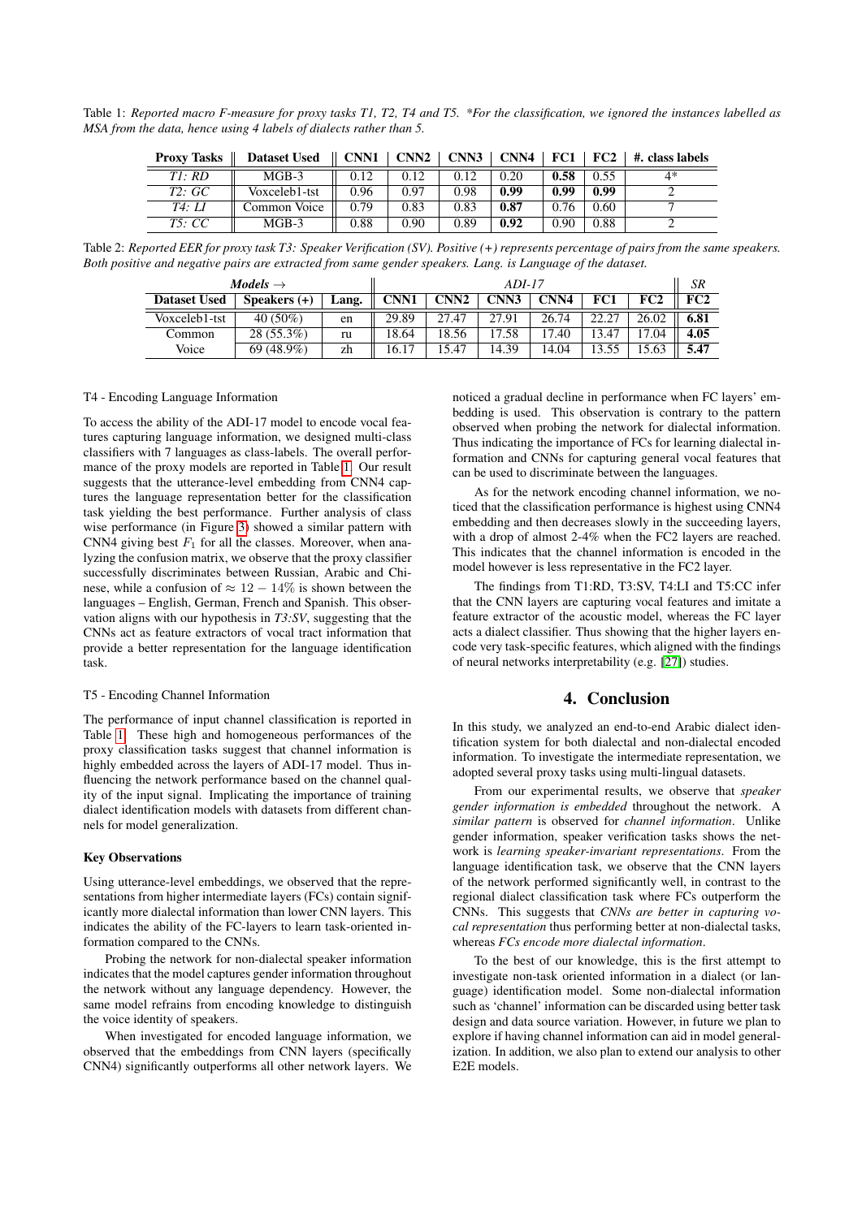Table 1: *Reported macro F-measure for proxy tasks T1, T2, T4 and T5. \*For the classification, we ignored the instances labelled as MSA from the data, hence using 4 labels of dialects rather than 5.*

| Proxy Tasks | Dataset Used | CNN1 | CNN2 | CNN3 | CNN4 | FC1 | FC2 | #. class labels |
|---|---|---|---|---|---|---|---|---|
| *T1: RD* | MGB-3 | 0.12 | 0.12 | 0.12 | 0.20 | **0.58** | 0.55 | 4* |
| *T2: GC* | Voxceleb1-tst | 0.96 | 0.97 | 0.98 | **0.99** | **0.99** | **0.99** | 2 |
| *T4: LI* | Common Voice | 0.79 | 0.83 | 0.83 | **0.87** | 0.76 | 0.60 | 7 |
| *T5: CC* | MGB-3 | 0.88 | 0.90 | 0.89 | **0.92** | 0.90 | 0.88 | 2 |

Table 2: *Reported EER for proxy task T3: Speaker Verification (SV). Positive (+) represents percentage of pairs from the same speakers. Both positive and negative pairs are extracted from same gender speakers. Lang. is Language of the dataset.*

| *Models* → | | | *ADI-17* | | | | | | *SR* |
|---|---|---|---|---|---|---|---|---|---|
| **Dataset Used** | **Speakers (+)** | **Lang.** | **CNN1** | **CNN2** | **CNN3** | **CNN4** | **FC1** | **FC2** | **FC2** |
| Voxceleb1-tst | 40 (50%) | en | 29.89 | 27.47 | 27.91 | 26.74 | 22.27 | 26.02 | **6.81** |
| Common Voice | 28 (55.3%) | ru | 18.64 | 18.56 | 17.58 | 17.40 | 13.47 | 17.04 | **4.05** |
| | 69 (48.9%) | zh | 16.17 | 15.47 | 14.39 | 14.04 | 13.55 | 15.63 | **5.47** |

T4 - Encoding Language Information

To access the ability of the ADI-17 model to encode vocal features capturing language information, we designed multi-class classifiers with 7 languages as class-labels. The overall performance of the proxy models are reported in Table 1. Our result suggests that the utterance-level embedding from CNN4 captures the language representation better for the classification task yielding the best performance. Further analysis of class wise performance (in Figure 3) showed a similar pattern with CNN4 giving best $F_1$ for all the classes. Moreover, when analyzing the confusion matrix, we observe that the proxy classifier successfully discriminates between Russian, Arabic and Chinese, while a confusion of $\approx 12-14\%$ is shown between the languages – English, German, French and Spanish. This observation aligns with our hypothesis in *T3:SV*, suggesting that the CNNs act as feature extractors of vocal tract information that provide a better representation for the language identification task.

T5 - Encoding Channel Information

The performance of input channel classification is reported in Table 1. These high and homogeneous performances of the proxy classification tasks suggest that channel information is highly embedded across the layers of ADI-17 model. Thus influencing the network performance based on the channel quality of the input signal. Implicating the importance of training dialect identification models with datasets from different channels for model generalization.

**Key Observations**

Using utterance-level embeddings, we observed that the representations from higher intermediate layers (FCs) contain significantly more dialectal information than lower CNN layers. This indicates the ability of the FC-layers to learn task-oriented information compared to the CNNs.

Probing the network for non-dialectal speaker information indicates that the model captures gender information throughout the network without any language dependency. However, the same model refrains from encoding knowledge to distinguish the voice identity of speakers.

When investigated for encoded language information, we observed that the embeddings from CNN layers (specifically CNN4) significantly outperforms all other network layers. We noticed a gradual decline in performance when FC layers' embedding is used. This observation is contrary to the pattern observed when probing the network for dialectal information. Thus indicating the importance of FCs for learning dialectal information and CNNs for capturing general vocal features that can be used to discriminate between the languages.

As for the network encoding channel information, we noticed that the classification performance is highest using CNN4 embedding and then decreases slowly in the succeeding layers, with a drop of almost 2-4% when the FC2 layers are reached. This indicates that the channel information is encoded in the model however is less representative in the FC2 layer.

The findings from T1:RD, T3:SV, T4:LI and T5:CC infer that the CNN layers are capturing vocal features and imitate a feature extractor of the acoustic model, whereas the FC layer acts a dialect classifier. Thus showing that the higher layers encode very task-specific features, which aligned with the findings of neural networks interpretability (e.g. [27]) studies.

## 4. Conclusion

In this study, we analyzed an end-to-end Arabic dialect identification system for both dialectal and non-dialectal encoded information. To investigate the intermediate representation, we adopted several proxy tasks using multi-lingual datasets.

From our experimental results, we observe that *speaker gender information is embedded* throughout the network. A *similar pattern* is observed for *channel information*. Unlike gender information, speaker verification tasks shows the network is *learning speaker-invariant representations*. From the language identification task, we observe that the CNN layers of the network performed significantly well, in contrast to the regional dialect classification task where FCs outperform the CNNs. This suggests that *CNNs are better in capturing vocal representation* thus performing better at non-dialectal tasks, whereas *FCs encode more dialectal information*.

To the best of our knowledge, this is the first attempt to investigate non-task oriented information in a dialect (or language) identification model. Some non-dialectal information such as 'channel' information can be discarded using better task design and data source variation. However, in future we plan to explore if having channel information can aid in model generalization. In addition, we also plan to extend our analysis to other E2E models.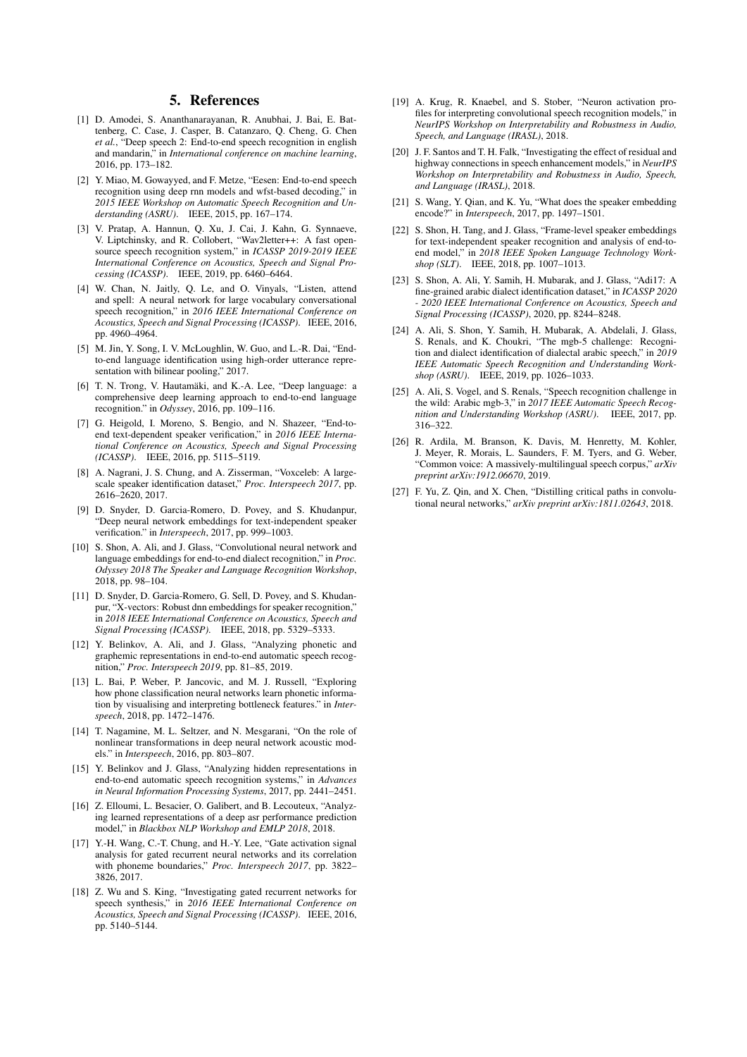## 5. References

[1] D. Amodei, S. Ananthanarayanan, R. Anubhai, J. Bai, E. Battenberg, C. Case, J. Casper, B. Catanzaro, Q. Cheng, G. Chen *et al.*, "Deep speech 2: End-to-end speech recognition in english and mandarin," in *International conference on machine learning*, 2016, pp. 173–182.

[2] Y. Miao, M. Gowayyed, and F. Metze, "Eesen: End-to-end speech recognition using deep rnn models and wfst-based decoding," in *2015 IEEE Workshop on Automatic Speech Recognition and Understanding (ASRU)*. IEEE, 2015, pp. 167–174.

[3] V. Pratap, A. Hannun, Q. Xu, J. Cai, J. Kahn, G. Synnaeve, V. Liptchinsky, and R. Collobert, "Wav2letter++: A fast open-source speech recognition system," in *ICASSP 2019-2019 IEEE International Conference on Acoustics, Speech and Signal Processing (ICASSP)*. IEEE, 2019, pp. 6460–6464.

[4] W. Chan, N. Jaitly, Q. Le, and O. Vinyals, "Listen, attend and spell: A neural network for large vocabulary conversational speech recognition," in *2016 IEEE International Conference on Acoustics, Speech and Signal Processing (ICASSP)*. IEEE, 2016, pp. 4960–4964.

[5] M. Jin, Y. Song, I. V. McLoughlin, W. Guo, and L.-R. Dai, "End-to-end language identification using high-order utterance representation with bilinear pooling," 2017.

[6] T. N. Trong, V. Hautamäki, and K.-A. Lee, "Deep language: a comprehensive deep learning approach to end-to-end language recognition." in *Odyssey*, 2016, pp. 109–116.

[7] G. Heigold, I. Moreno, S. Bengio, and N. Shazeer, "End-to-end text-dependent speaker verification," in *2016 IEEE International Conference on Acoustics, Speech and Signal Processing (ICASSP)*. IEEE, 2016, pp. 5115–5119.

[8] A. Nagrani, J. S. Chung, and A. Zisserman, "Voxceleb: A large-scale speaker identification dataset," *Proc. Interspeech 2017*, pp. 2616–2620, 2017.

[9] D. Snyder, D. Garcia-Romero, D. Povey, and S. Khudanpur, "Deep neural network embeddings for text-independent speaker verification." in *Interspeech*, 2017, pp. 999–1003.

[10] S. Shon, A. Ali, and J. Glass, "Convolutional neural network and language embeddings for end-to-end dialect recognition," in *Proc. Odyssey 2018 The Speaker and Language Recognition Workshop*, 2018, pp. 98–104.

[11] D. Snyder, D. Garcia-Romero, G. Sell, D. Povey, and S. Khudanpur, "X-vectors: Robust dnn embeddings for speaker recognition," in *2018 IEEE International Conference on Acoustics, Speech and Signal Processing (ICASSP)*. IEEE, 2018, pp. 5329–5333.

[12] Y. Belinkov, A. Ali, and J. Glass, "Analyzing phonetic and graphemic representations in end-to-end automatic speech recognition," *Proc. Interspeech 2019*, pp. 81–85, 2019.

[13] L. Bai, P. Weber, P. Jancovic, and M. J. Russell, "Exploring how phone classification neural networks learn phonetic information by visualising and interpreting bottleneck features." in *Interspeech*, 2018, pp. 1472–1476.

[14] T. Nagamine, M. L. Seltzer, and N. Mesgarani, "On the role of nonlinear transformations in deep neural network acoustic models." in *Interspeech*, 2016, pp. 803–807.

[15] Y. Belinkov and J. Glass, "Analyzing hidden representations in end-to-end automatic speech recognition systems," in *Advances in Neural Information Processing Systems*, 2017, pp. 2441–2451.

[16] Z. Elloumi, L. Besacier, O. Galibert, and B. Lecouteux, "Analyzing learned representations of a deep asr performance prediction model," in *Blackbox NLP Workshop and EMLP 2018*, 2018.

[17] Y.-H. Wang, C.-T. Chung, and H.-Y. Lee, "Gate activation signal analysis for gated recurrent neural networks and its correlation with phoneme boundaries," *Proc. Interspeech 2017*, pp. 3822–3826, 2017.

[18] Z. Wu and S. King, "Investigating gated recurrent networks for speech synthesis," in *2016 IEEE International Conference on Acoustics, Speech and Signal Processing (ICASSP)*. IEEE, 2016, pp. 5140–5144.

[19] A. Krug, R. Knaebel, and S. Stober, "Neuron activation profiles for interpreting convolutional speech recognition models," in *NeurIPS Workshop on Interpretability and Robustness in Audio, Speech, and Language (IRASL)*, 2018.

[20] J. F. Santos and T. H. Falk, "Investigating the effect of residual and highway connections in speech enhancement models," in *NeurIPS Workshop on Interpretability and Robustness in Audio, Speech, and Language (IRASL)*, 2018.

[21] S. Wang, Y. Qian, and K. Yu, "What does the speaker embedding encode?" in *Interspeech*, 2017, pp. 1497–1501.

[22] S. Shon, H. Tang, and J. Glass, "Frame-level speaker embeddings for text-independent speaker recognition and analysis of end-to-end model," in *2018 IEEE Spoken Language Technology Workshop (SLT)*. IEEE, 2018, pp. 1007–1013.

[23] S. Shon, A. Ali, Y. Samih, H. Mubarak, and J. Glass, "Adi17: A fine-grained arabic dialect identification dataset," in *ICASSP 2020 - 2020 IEEE International Conference on Acoustics, Speech and Signal Processing (ICASSP)*, 2020, pp. 8244–8248.

[24] A. Ali, S. Shon, Y. Samih, H. Mubarak, A. Abdelali, J. Glass, S. Renals, and K. Choukri, "The mgb-5 challenge: Recognition and dialect identification of dialectal arabic speech," in *2019 IEEE Automatic Speech Recognition and Understanding Workshop (ASRU)*. IEEE, 2019, pp. 1026–1033.

[25] A. Ali, S. Vogel, and S. Renals, "Speech recognition challenge in the wild: Arabic mgb-3," in *2017 IEEE Automatic Speech Recognition and Understanding Workshop (ASRU)*. IEEE, 2017, pp. 316–322.

[26] R. Ardila, M. Branson, K. Davis, M. Henretty, M. Kohler, J. Meyer, R. Morais, L. Saunders, F. M. Tyers, and G. Weber, "Common voice: A massively-multilingual speech corpus," *arXiv preprint arXiv:1912.06670*, 2019.

[27] F. Yu, Z. Qin, and X. Chen, "Distilling critical paths in convolutional neural networks," *arXiv preprint arXiv:1811.02643*, 2018.